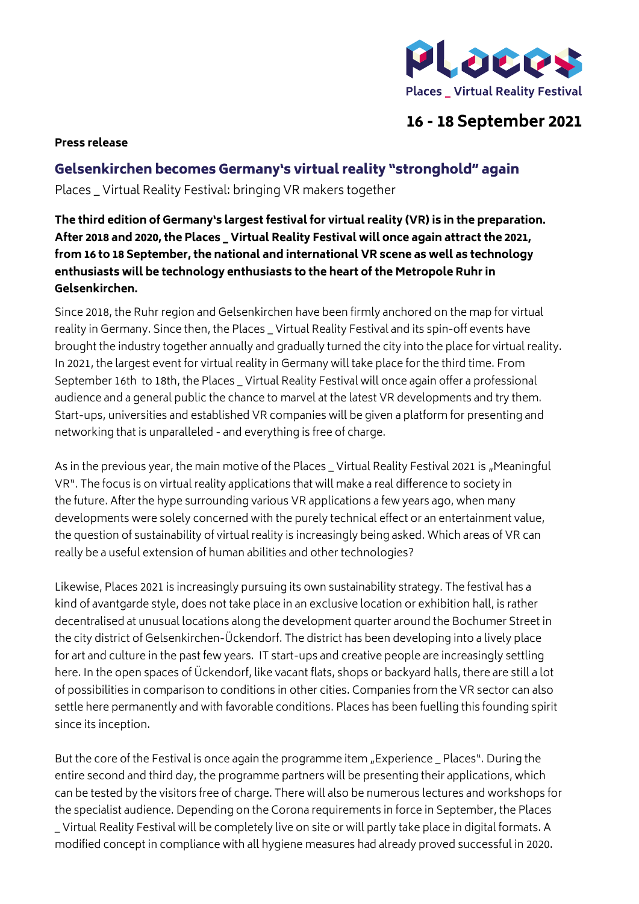Places _ Virtual Reality Festival

16 - 18 September 2021

**Press release**

## Gelsenkirchen becomes Germany's virtual reality "stronghold" again

Places _ Virtual Reality Festival: bringing VR makers together

**The third edition of Germany's largest festival for virtual reality (VR) is in the preparation. After 2018 and 2020, the Places _ Virtual Reality Festival will once again attract the 2021, from 16 to 18 September, the national and international VR scene as well as technology enthusiasts will be technology enthusiasts to the heart of the Metropole Ruhr in Gelsenkirchen.**

Since 2018, the Ruhr region and Gelsenkirchen have been firmly anchored on the map for virtual reality in Germany. Since then, the Places _ Virtual Reality Festival and its spin-off events have brought the industry together annually and gradually turned the city into the place for virtual reality. In 2021, the largest event for virtual reality in Germany will take place for the third time. From September 16th to 18th, the Places _ Virtual Reality Festival will once again offer a professional audience and a general public the chance to marvel at the latest VR developments and try them. Start-ups, universities and established VR companies will be given a platform for presenting and networking that is unparalleled - and everything is free of charge.

As in the previous year, the main motive of the Places _ Virtual Reality Festival 2021 is „Meaningful VR". The focus is on virtual reality applications that will make a real difference to society in the future. After the hype surrounding various VR applications a few years ago, when many developments were solely concerned with the purely technical effect or an entertainment value, the question of sustainability of virtual reality is increasingly being asked. Which areas of VR can really be a useful extension of human abilities and other technologies?

Likewise, Places 2021 is increasingly pursuing its own sustainability strategy. The festival has a kind of avantgarde style, does not take place in an exclusive location or exhibition hall, is rather decentralised at unusual locations along the development quarter around the Bochumer Street in the city district of Gelsenkirchen-Ückendorf. The district has been developing into a lively place for art and culture in the past few years. IT start-ups and creative people are increasingly settling here. In the open spaces of Ückendorf, like vacant flats, shops or backyard halls, there are still a lot of possibilities in comparison to conditions in other cities. Companies from the VR sector can also settle here permanently and with favorable conditions. Places has been fuelling this founding spirit since its inception.

But the core of the Festival is once again the programme item „Experience _ Places". During the entire second and third day, the programme partners will be presenting their applications, which can be tested by the visitors free of charge. There will also be numerous lectures and workshops for the specialist audience. Depending on the Corona requirements in force in September, the Places _ Virtual Reality Festival will be completely live on site or will partly take place in digital formats. A modified concept in compliance with all hygiene measures had already proved successful in 2020.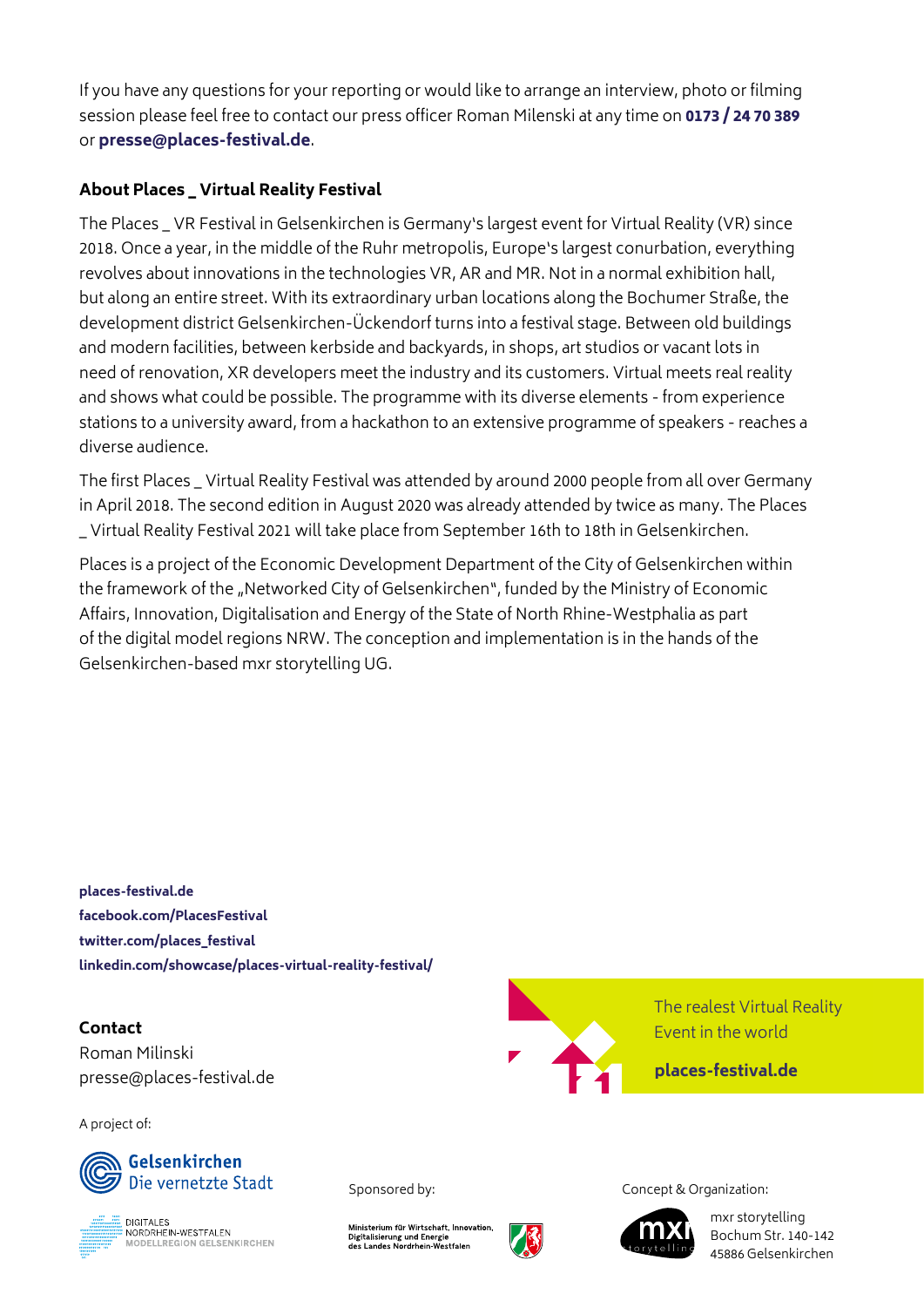If you have any questions for your reporting or would like to arrange an interview, photo or filming session please feel free to contact our press officer Roman Milenski at any time on **0173 / 24 70 389** or **presse@places-festival.de**.

### About Places _ Virtual Reality Festival

The Places _ VR Festival in Gelsenkirchen is Germany's largest event for Virtual Reality (VR) since 2018. Once a year, in the middle of the Ruhr metropolis, Europe's largest conurbation, everything revolves about innovations in the technologies VR, AR and MR. Not in a normal exhibition hall, but along an entire street. With its extraordinary urban locations along the Bochumer Straße, the development district Gelsenkirchen-Ückendorf turns into a festival stage. Between old buildings and modern facilities, between kerbside and backyards, in shops, art studios or vacant lots in need of renovation, XR developers meet the industry and its customers. Virtual meets real reality and shows what could be possible. The programme with its diverse elements - from experience stations to a university award, from a hackathon to an extensive programme of speakers - reaches a diverse audience.

The first Places _ Virtual Reality Festival was attended by around 2000 people from all over Germany in April 2018. The second edition in August 2020 was already attended by twice as many. The Places _ Virtual Reality Festival 2021 will take place from September 16th to 18th in Gelsenkirchen.

Places is a project of the Economic Development Department of the City of Gelsenkirchen within the framework of the „Networked City of Gelsenkirchen", funded by the Ministry of Economic Affairs, Innovation, Digitalisation and Energy of the State of North Rhine-Westphalia as part of the digital model regions NRW. The conception and implementation is in the hands of the Gelsenkirchen-based mxr storytelling UG.

**places-festival.de**
**facebook.com/PlacesFestival**
**twitter.com/places_festival**
**linkedin.com/showcase/places-virtual-reality-festival/**

The realest Virtual Reality Event in the world

**places-festival.de**

**Contact**
Roman Milinski
presse@places-festival.de

A project of:

Gelsenkirchen
Die vernetzte Stadt

DIGITALES NORDRHEIN-WESTFALEN
MODELLREGION GELSENKIRCHEN

Sponsored by:

Ministerium für Wirtschaft, Innovation, Digitalisierung und Energie des Landes Nordrhein-Westfalen

Concept & Organization:

mxr storytelling
Bochum Str. 140-142
45886 Gelsenkirchen